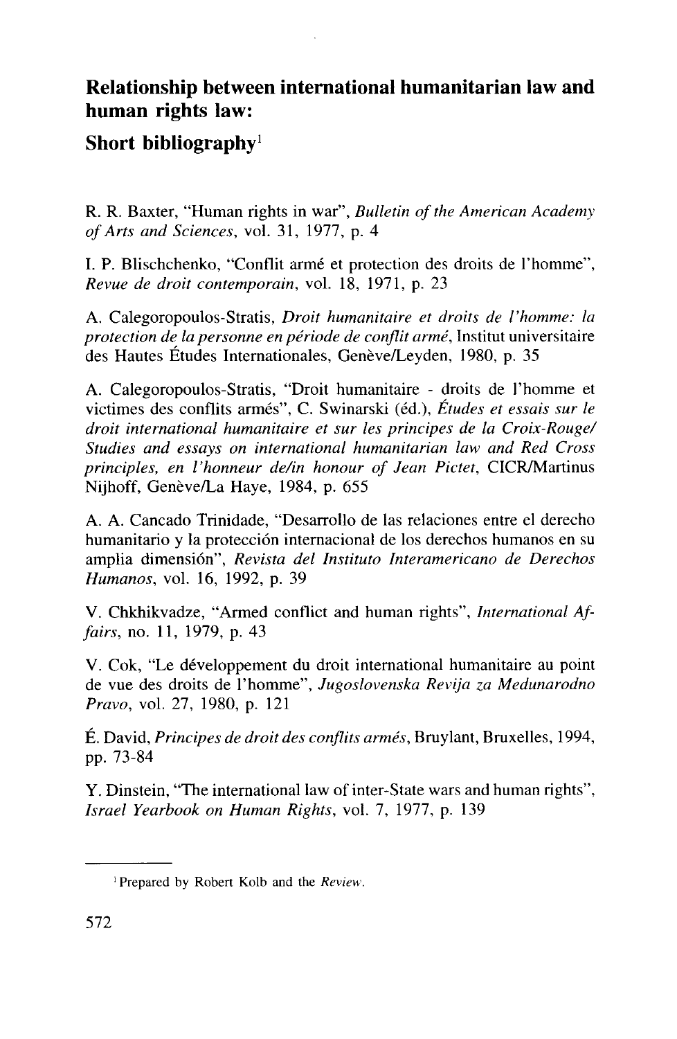# Relationship between international humanitarian law and human rights law:

## Short bibliography[1]

R. R. Baxter, "Human rights in war", *Bulletin of the American Academy of Arts and Sciences*, vol. 31, 1977, p. 4

I. P. Blischchenko, "Conflit armé et protection des droits de l'homme", *Revue de droit contemporain*, vol. 18, 1971, p. 23

A. Calegoropoulos-Stratis, *Droit humanitaire et droits de l'homme: la protection de la personne en période de conflit armé*, Institut universitaire des Hautes Études Internationales, Genève/Leyden, 1980, p. 35

A. Calegoropoulos-Stratis, "Droit humanitaire - droits de l'homme et victimes des conflits armés", C. Swinarski (éd.), *Études et essais sur le droit international humanitaire et sur les principes de la Croix-Rouge/ Studies and essays on international humanitarian law and Red Cross principles, en l'honneur de/in honour of Jean Pictet*, CICR/Martinus Nijhoff, Genève/La Haye, 1984, p. 655

A. A. Cancado Trinidade, "Desarrollo de las relaciones entre el derecho humanitario y la protección internacional de los derechos humanos en su amplia dimensión", *Revista del Instituto Interamericano de Derechos Humanos*, vol. 16, 1992, p. 39

V. Chkhikvadze, "Armed conflict and human rights", *International Affairs*, no. 11, 1979, p. 43

V. Cok, "Le développement du droit international humanitaire au point de vue des droits de l'homme", *Jugoslovenska Revija za Medunarodno Pravo*, vol. 27, 1980, p. 121

É. David, *Principes de droit des conflits armés*, Bruylant, Bruxelles, 1994, pp. 73-84

Y. Dinstein, "The international law of inter-State wars and human rights", *Israel Yearbook on Human Rights*, vol. 7, 1977, p. 139

---

[1] Prepared by Robert Kolb and the *Review*.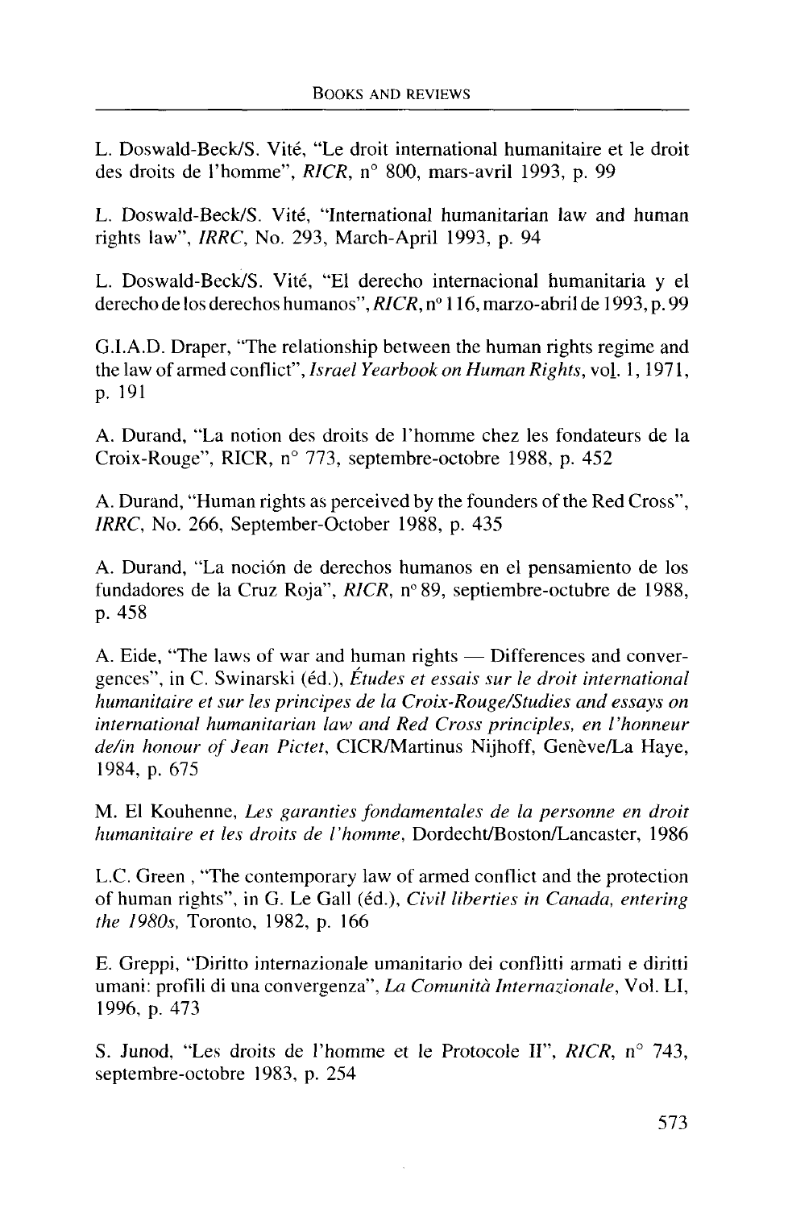L. Doswald-Beck/S. Vité, "Le droit international humanitaire et le droit des droits de l'homme", *RICR*, n° 800, mars-avril 1993, p. 99

L. Doswald-Beck/S. Vité, "International humanitarian law and human rights law", *IRRC*, No. 293, March-April 1993, p. 94

L. Doswald-Beck/S. Vité, "El derecho internacional humanitaria y el derecho de los derechos humanos", *RICR*, n° 116, marzo-abril de 1993, p. 99

G.I.A.D. Draper, "The relationship between the human rights regime and the law of armed conflict", *Israel Yearbook on Human Rights*, vol. 1, 1971, p. 191

A. Durand, "La notion des droits de l'homme chez les fondateurs de la Croix-Rouge", RICR, n° 773, septembre-octobre 1988, p. 452

A. Durand, "Human rights as perceived by the founders of the Red Cross", *IRRC*, No. 266, September-October 1988, p. 435

A. Durand, "La noción de derechos humanos en el pensamiento de los fundadores de la Cruz Roja", *RICR*, n° 89, septiembre-octubre de 1988, p. 458

A. Eide, "The laws of war and human rights — Differences and convergences", in C. Swinarski (éd.), *Études et essais sur le droit international humanitaire et sur les principes de la Croix-Rouge/Studies and essays on international humanitarian law and Red Cross principles, en l'honneur de/in honour of Jean Pictet*, CICR/Martinus Nijhoff, Genève/La Haye, 1984, p. 675

M. El Kouhenne, *Les garanties fondamentales de la personne en droit humanitaire et les droits de l'homme*, Dordecht/Boston/Lancaster, 1986

L.C. Green , "The contemporary law of armed conflict and the protection of human rights", in G. Le Gall (éd.), *Civil liberties in Canada, entering the 1980s*, Toronto, 1982, p. 166

E. Greppi, "Diritto internazionale umanitario dei conflitti armati e diritti umani: profili di una convergenza", *La Comunità Internazionale*, Vol. LI, 1996, p. 473

S. Junod, "Les droits de l'homme et le Protocole II", *RICR*, n° 743, septembre-octobre 1983, p. 254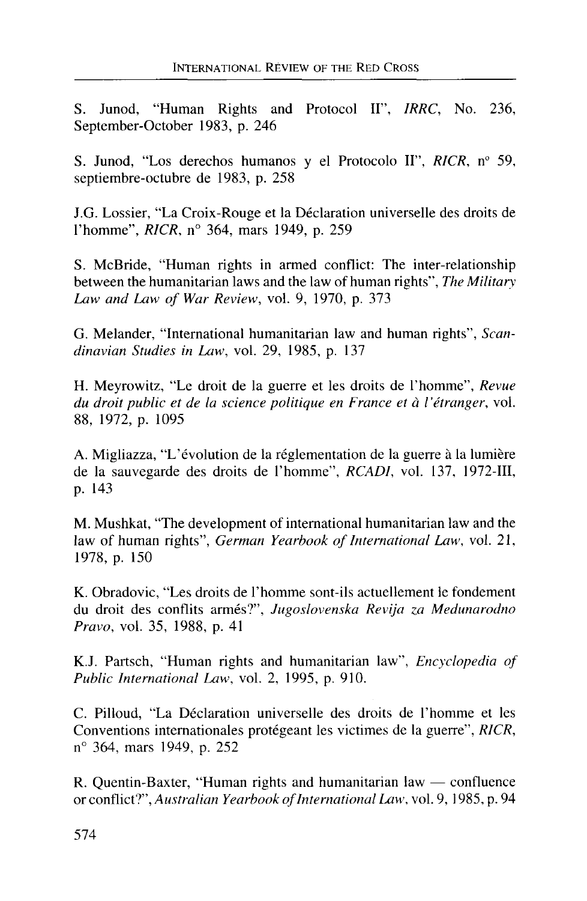S. Junod, "Human Rights and Protocol II", *IRRC*, No. 236, September-October 1983, p. 246

S. Junod, "Los derechos humanos y el Protocolo II", *RICR*, n° 59, septiembre-octubre de 1983, p. 258

J.G. Lossier, "La Croix-Rouge et la Déclaration universelle des droits de l'homme", *RICR*, n° 364, mars 1949, p. 259

S. McBride, "Human rights in armed conflict: The inter-relationship between the humanitarian laws and the law of human rights", *The Military Law and Law of War Review*, vol. 9, 1970, p. 373

G. Melander, "International humanitarian law and human rights", *Scandinavian Studies in Law*, vol. 29, 1985, p. 137

H. Meyrowitz, "Le droit de la guerre et les droits de l'homme", *Revue du droit public et de la science politique en France et à l'étranger*, vol. 88, 1972, p. 1095

A. Migliazza, "L'évolution de la réglementation de la guerre à la lumière de la sauvegarde des droits de l'homme", *RCADI*, vol. 137, 1972-III, p. 143

M. Mushkat, "The development of international humanitarian law and the law of human rights", *German Yearbook of International Law*, vol. 21, 1978, p. 150

K. Obradovic, "Les droits de l'homme sont-ils actuellement le fondement du droit des conflits armés?", *Jugoslovenska Revija za Medunarodno Pravo*, vol. 35, 1988, p. 41

K.J. Partsch, "Human rights and humanitarian law", *Encyclopedia of Public International Law*, vol. 2, 1995, p. 910.

C. Pilloud, "La Déclaration universelle des droits de l'homme et les Conventions internationales protégeant les victimes de la guerre", *RICR*, n° 364, mars 1949, p. 252

R. Quentin-Baxter, "Human rights and humanitarian law — confluence or conflict?", *Australian Yearbook of International Law*, vol. 9, 1985, p. 94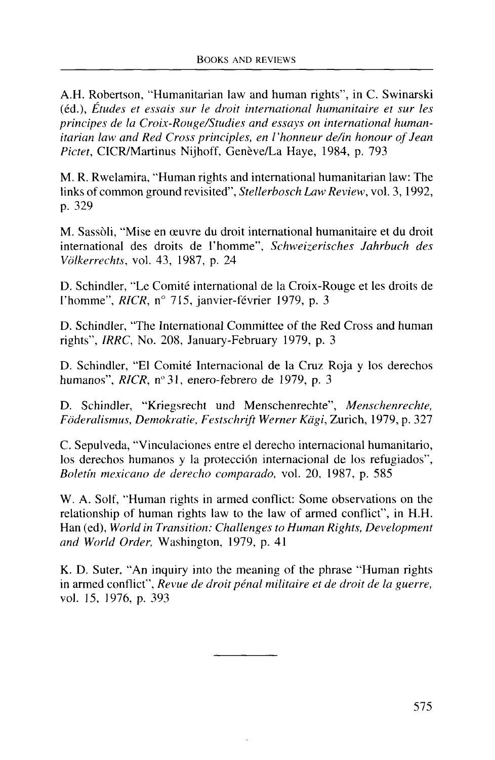A.H. Robertson, "Humanitarian law and human rights", in C. Swinarski (éd.), *Études et essais sur le droit international humanitaire et sur les principes de la Croix-Rouge/Studies and essays on international humanitarian law and Red Cross principles, en l'honneur de/in honour of Jean Pictet*, CICR/Martinus Nijhoff, Genève/La Haye, 1984, p. 793

M. R. Rwelamira, "Human rights and international humanitarian law: The links of common ground revisited", *Stellerbosch Law Review*, vol. 3, 1992, p. 329

M. Sassòli, "Mise en œuvre du droit international humanitaire et du droit international des droits de l'homme", *Schweizerisches Jahrbuch des Völkerrechts*, vol. 43, 1987, p. 24

D. Schindler, "Le Comité international de la Croix-Rouge et les droits de l'homme", *RICR*, n° 715, janvier-février 1979, p. 3

D. Schindler, "The International Committee of the Red Cross and human rights", *IRRC*, No. 208, January-February 1979, p. 3

D. Schindler, "El Comité Internacional de la Cruz Roja y los derechos humanos", *RICR*, n° 31, enero-febrero de 1979, p. 3

D. Schindler, "Kriegsrecht und Menschenrechte", *Menschenrechte, Föderalismus, Demokratie, Festschrift Werner Kägi*, Zurich, 1979, p. 327

C. Sepulveda, "Vinculaciones entre el derecho internacional humanitario, los derechos humanos y la protección internacional de los refugiados", *Boletín mexicano de derecho comparado*, vol. 20, 1987, p. 585

W. A. Solf, "Human rights in armed conflict: Some observations on the relationship of human rights law to the law of armed conflict", in H.H. Han (ed), *World in Transition: Challenges to Human Rights, Development and World Order*, Washington, 1979, p. 41

K. D. Suter, "An inquiry into the meaning of the phrase "Human rights in armed conflict", *Revue de droit pénal militaire et de droit de la guerre*, vol. 15, 1976, p. 393